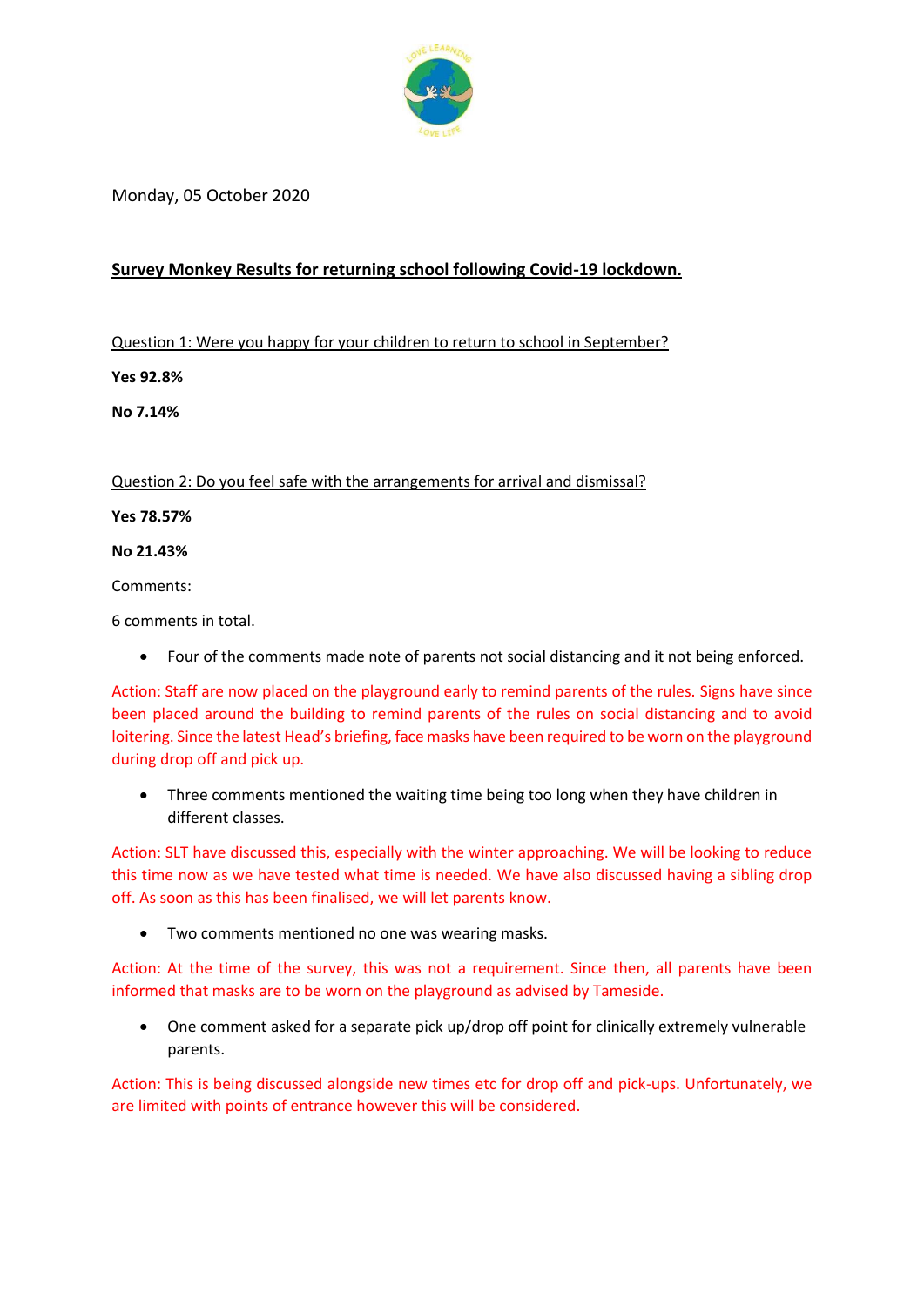Monday, 05 October 2020

## Survey Monkey Results for returning school following Covid-19 lockdown.

Question 1: Were you happy for your children to return to school in September?

**Yes 92.8%**

**No 7.14%**

Question 2: Do you feel safe with the arrangements for arrival and dismissal?

**Yes 78.57%**

**No 21.43%**

Comments:

6 comments in total.

- Four of the comments made note of parents not social distancing and it not being enforced.

Action: Staff are now placed on the playground early to remind parents of the rules. Signs have since been placed around the building to remind parents of the rules on social distancing and to avoid loitering. Since the latest Head's briefing, face masks have been required to be worn on the playground during drop off and pick up.

- Three comments mentioned the waiting time being too long when they have children in different classes.

Action: SLT have discussed this, especially with the winter approaching. We will be looking to reduce this time now as we have tested what time is needed. We have also discussed having a sibling drop off. As soon as this has been finalised, we will let parents know.

- Two comments mentioned no one was wearing masks.

Action: At the time of the survey, this was not a requirement. Since then, all parents have been informed that masks are to be worn on the playground as advised by Tameside.

- One comment asked for a separate pick up/drop off point for clinically extremely vulnerable parents.

Action: This is being discussed alongside new times etc for drop off and pick-ups. Unfortunately, we are limited with points of entrance however this will be considered.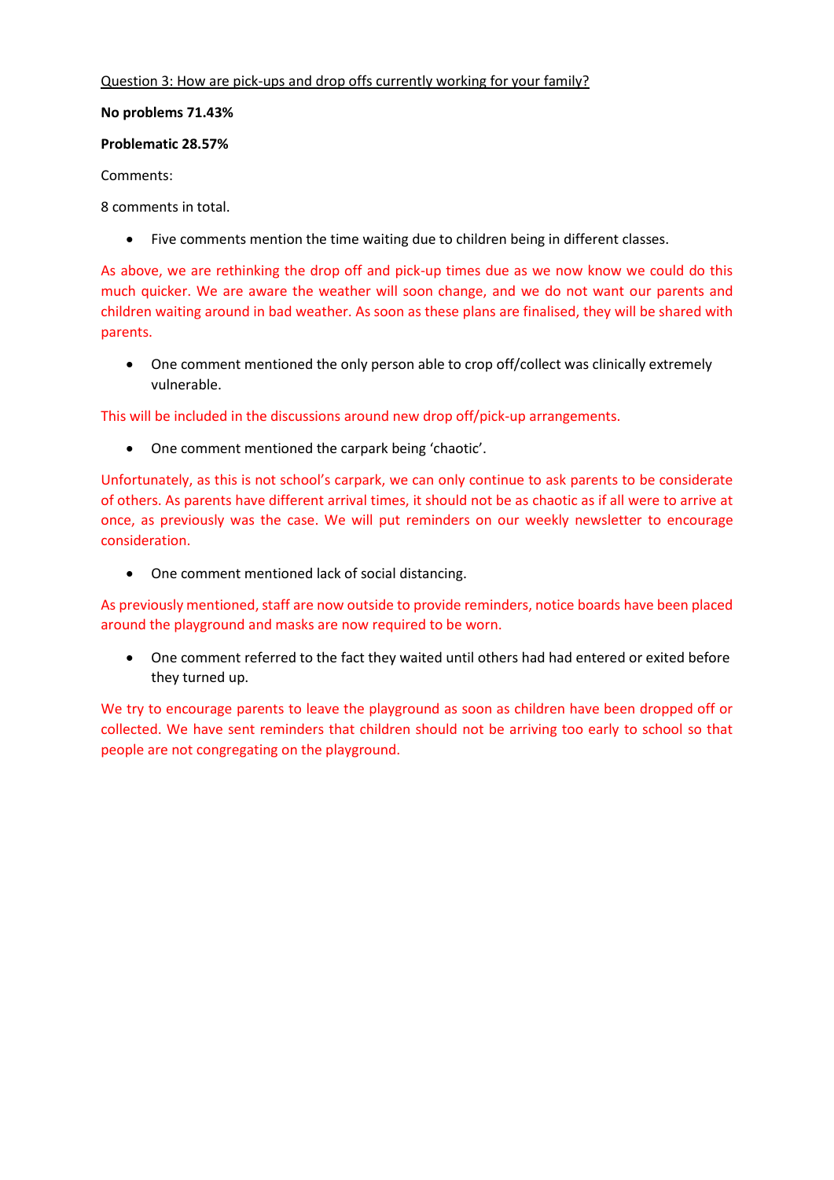Question 3: How are pick-ups and drop offs currently working for your family?

**No problems 71.43%**

**Problematic 28.57%**

Comments:

8 comments in total.

- Five comments mention the time waiting due to children being in different classes.

As above, we are rethinking the drop off and pick-up times due as we now know we could do this much quicker. We are aware the weather will soon change, and we do not want our parents and children waiting around in bad weather. As soon as these plans are finalised, they will be shared with parents.

- One comment mentioned the only person able to crop off/collect was clinically extremely vulnerable.

This will be included in the discussions around new drop off/pick-up arrangements.

- One comment mentioned the carpark being 'chaotic'.

Unfortunately, as this is not school's carpark, we can only continue to ask parents to be considerate of others. As parents have different arrival times, it should not be as chaotic as if all were to arrive at once, as previously was the case. We will put reminders on our weekly newsletter to encourage consideration.

- One comment mentioned lack of social distancing.

As previously mentioned, staff are now outside to provide reminders, notice boards have been placed around the playground and masks are now required to be worn.

- One comment referred to the fact they waited until others had had entered or exited before they turned up.

We try to encourage parents to leave the playground as soon as children have been dropped off or collected. We have sent reminders that children should not be arriving too early to school so that people are not congregating on the playground.